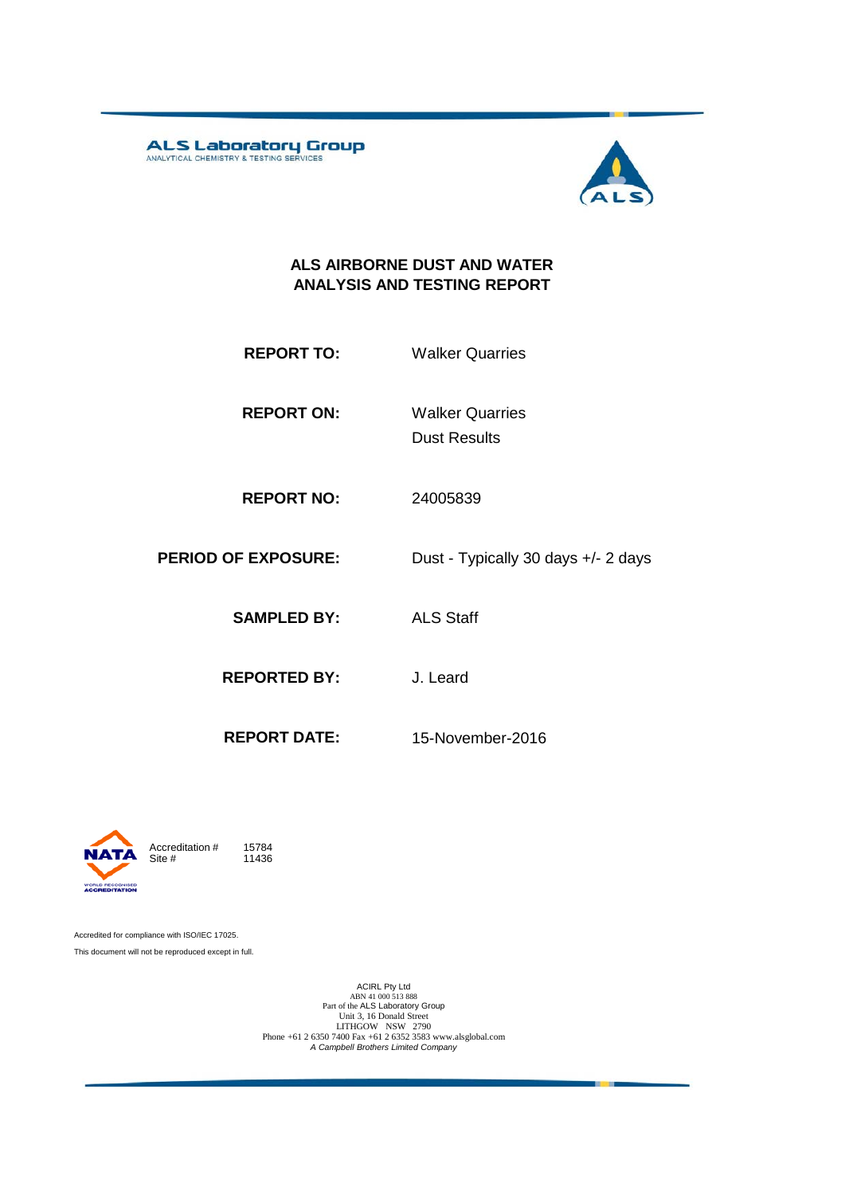**ALS Laboratory Group**
ANALYTICAL CHEMISTRY & TESTING SERVICES

# ALS AIRBORNE DUST AND WATER ANALYSIS AND TESTING REPORT

| | |
|---|---|
| **REPORT TO:** | Walker Quarries |
| **REPORT ON:** | Walker Quarries<br>Dust Results |
| **REPORT NO:** | 24005839 |
| **PERIOD OF EXPOSURE:** | Dust - Typically 30 days +/- 2 days |
| **SAMPLED BY:** | ALS Staff |
| **REPORTED BY:** | J. Leard |
| **REPORT DATE:** | 15-November-2016 |

NATA
Accreditation # 15784
Site # 11436

Accredited for compliance with ISO/IEC 17025.

This document will not be reproduced except in full.

ACIRL Pty Ltd
ABN 41 000 513 888
Part of the ALS Laboratory Group
Unit 3, 16 Donald Street
LITHGOW NSW 2790
Phone +61 2 6350 7400 Fax +61 2 6352 3583 www.alsglobal.com
*A Campbell Brothers Limited Company*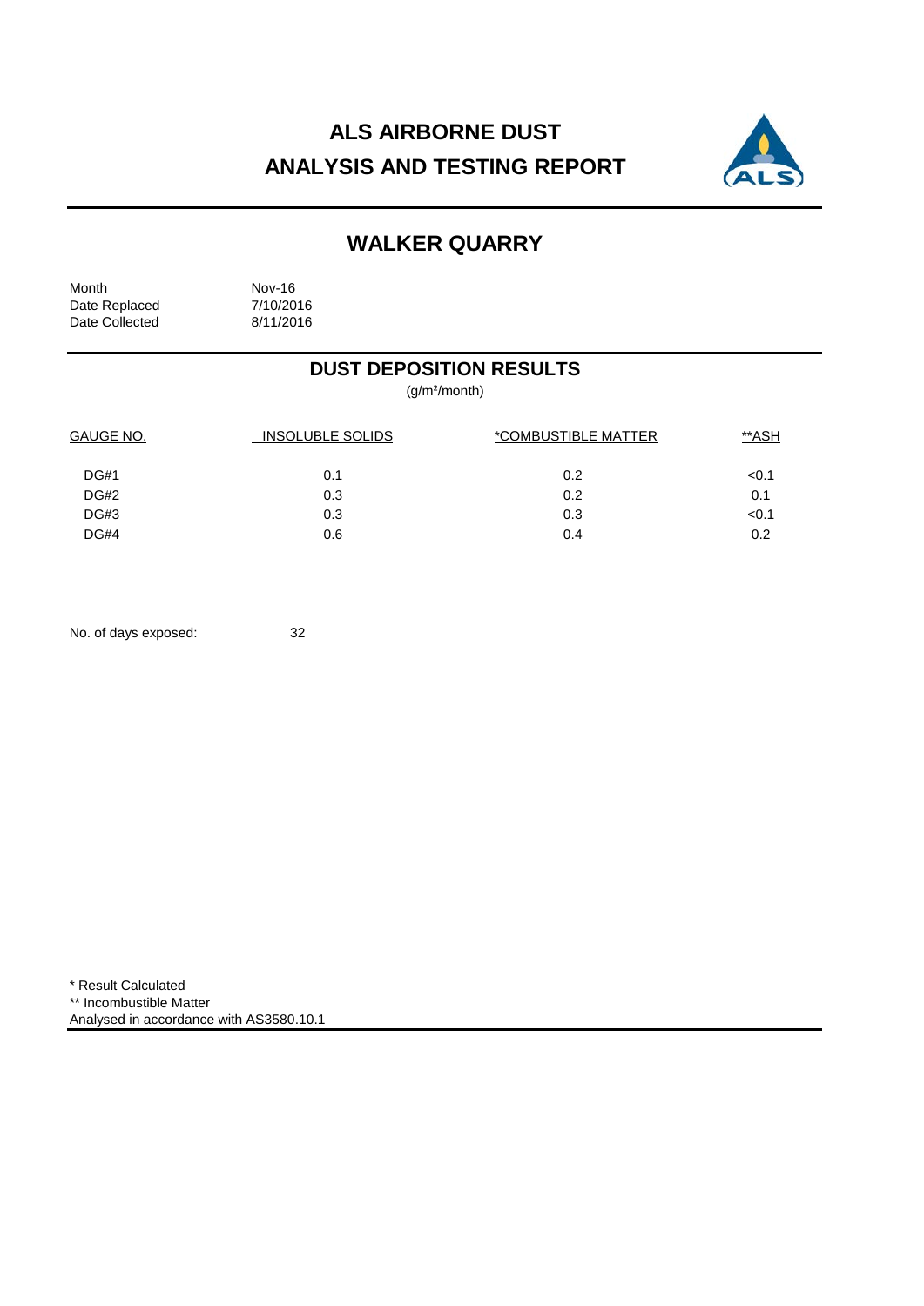# ALS AIRBORNE DUST
# ANALYSIS AND TESTING REPORT

## WALKER QUARRY

Month: Nov-16
Date Replaced: 7/10/2016
Date Collected: 8/11/2016

## DUST DEPOSITION RESULTS

(g/m²/month)

| GAUGE NO. | INSOLUBLE SOLIDS | *COMBUSTIBLE MATTER | **ASH |
|---|---|---|---|
| DG#1 | 0.1 | 0.2 | <0.1 |
| DG#2 | 0.3 | 0.2 | 0.1 |
| DG#3 | 0.3 | 0.3 | <0.1 |
| DG#4 | 0.6 | 0.4 | 0.2 |

No. of days exposed: 32

* Result Calculated
** Incombustible Matter
Analysed in accordance with AS3580.10.1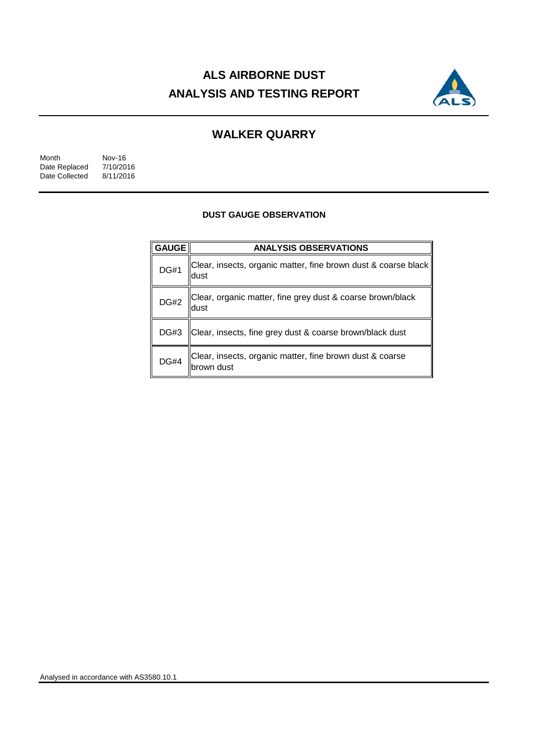# ALS AIRBORNE DUST ANALYSIS AND TESTING REPORT

## WALKER QUARRY

Month Nov-16
Date Replaced 7/10/2016
Date Collected 8/11/2016

### DUST GAUGE OBSERVATION

| GAUGE | ANALYSIS OBSERVATIONS |
|---|---|
| DG#1 | Clear, insects, organic matter, fine brown dust & coarse black dust |
| DG#2 | Clear, organic matter, fine grey dust & coarse brown/black dust |
| DG#3 | Clear, insects, fine grey dust & coarse brown/black dust |
| DG#4 | Clear, insects, organic matter, fine brown dust & coarse brown dust |

Analysed in accordance with AS3580.10.1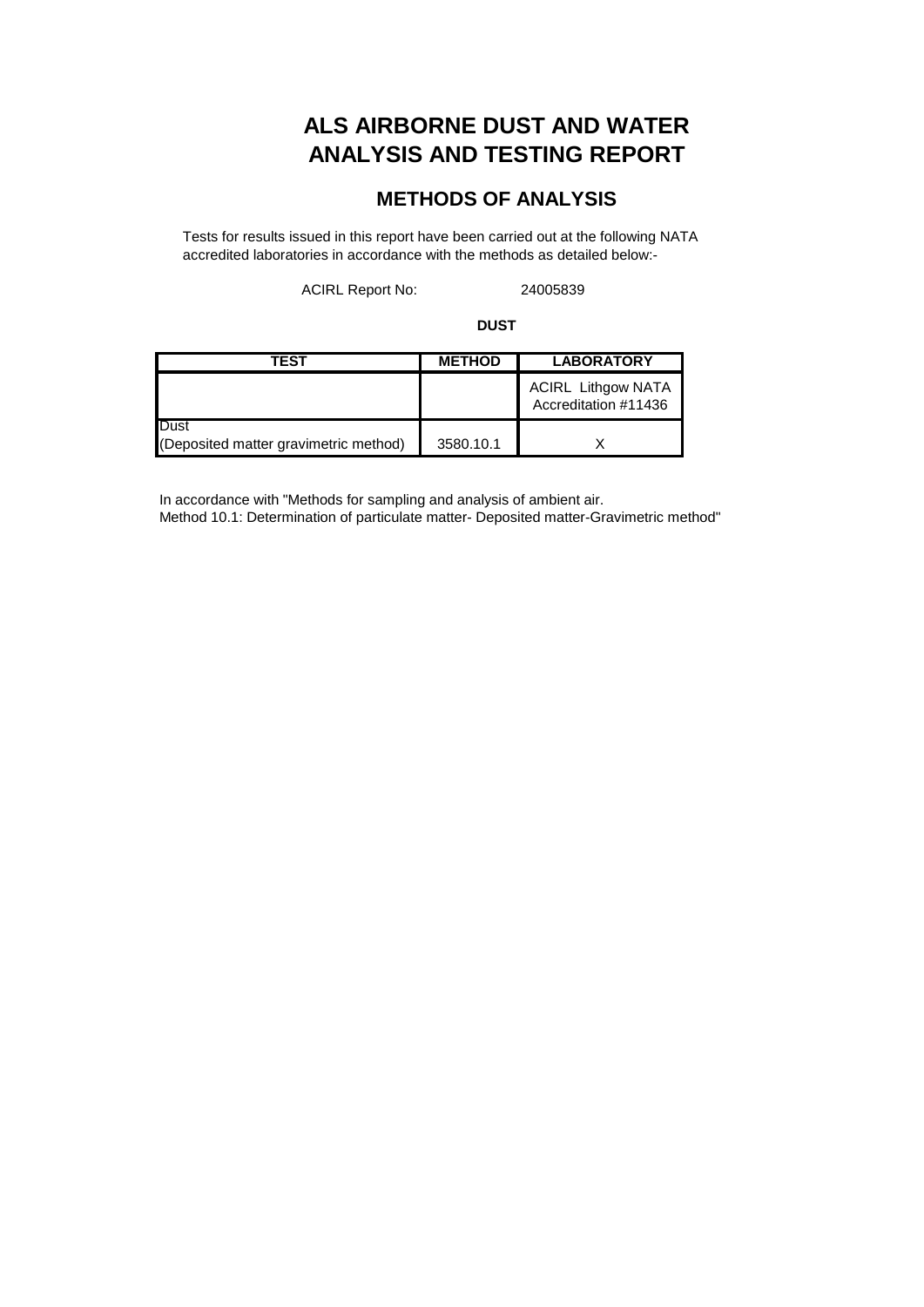# ALS AIRBORNE DUST AND WATER ANALYSIS AND TESTING REPORT

## METHODS OF ANALYSIS

Tests for results issued in this report have been carried out at the following NATA accredited laboratories in accordance with the methods as detailed below:-

ACIRL Report No: 24005839

**DUST**

| TEST | METHOD | LABORATORY |
|---|---|---|
| | | ACIRL Lithgow NATA Accreditation #11436 |
| Dust (Deposited matter gravimetric method) | 3580.10.1 | X |

In accordance with "Methods for sampling and analysis of ambient air.
Method 10.1: Determination of particulate matter- Deposited matter-Gravimetric method"